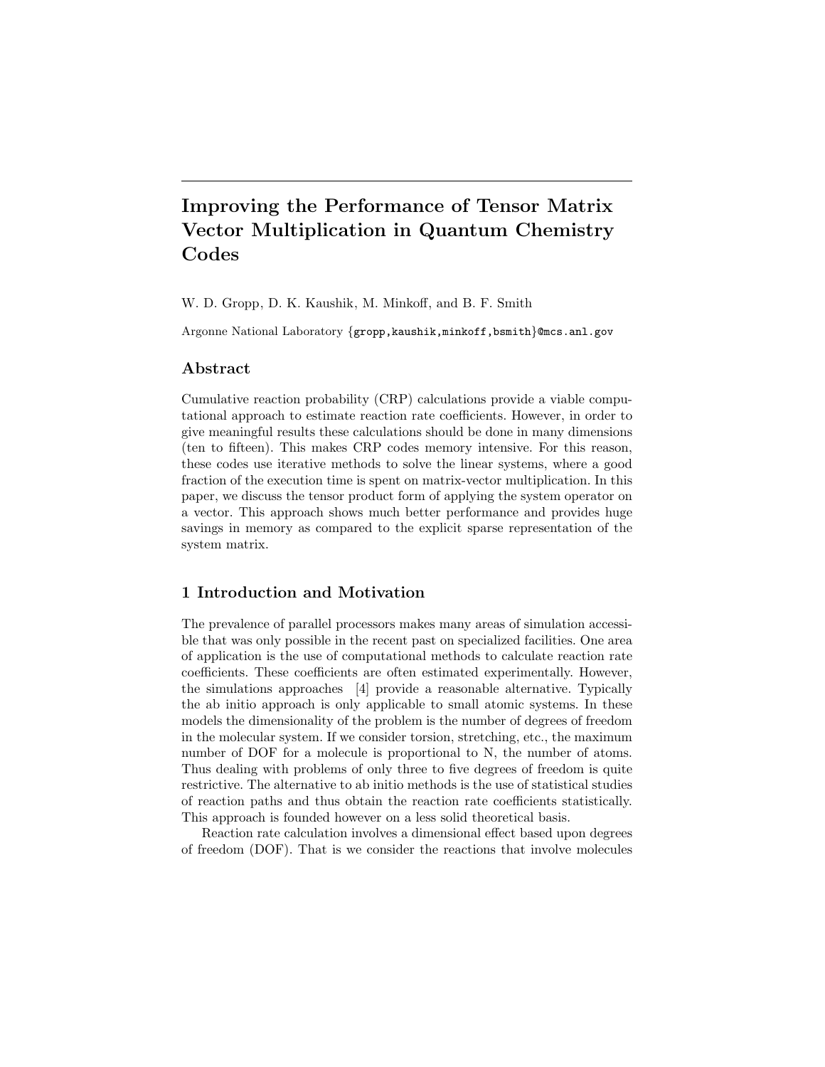# Improving the Performance of Tensor Matrix Vector Multiplication in Quantum Chemistry Codes

W. D. Gropp, D. K. Kaushik, M. Minkoff, and B. F. Smith

Argonne National Laboratory {gropp,kaushik,minkoff,bsmith}@mcs.anl.gov

## Abstract

Cumulative reaction probability (CRP) calculations provide a viable computational approach to estimate reaction rate coefficients. However, in order to give meaningful results these calculations should be done in many dimensions (ten to fifteen). This makes CRP codes memory intensive. For this reason, these codes use iterative methods to solve the linear systems, where a good fraction of the execution time is spent on matrix-vector multiplication. In this paper, we discuss the tensor product form of applying the system operator on a vector. This approach shows much better performance and provides huge savings in memory as compared to the explicit sparse representation of the system matrix.

## 1 Introduction and Motivation

The prevalence of parallel processors makes many areas of simulation accessible that was only possible in the recent past on specialized facilities. One area of application is the use of computational methods to calculate reaction rate coefficients. These coefficients are often estimated experimentally. However, the simulations approaches [4] provide a reasonable alternative. Typically the ab initio approach is only applicable to small atomic systems. In these models the dimensionality of the problem is the number of degrees of freedom in the molecular system. If we consider torsion, stretching, etc., the maximum number of DOF for a molecule is proportional to N, the number of atoms. Thus dealing with problems of only three to five degrees of freedom is quite restrictive. The alternative to ab initio methods is the use of statistical studies of reaction paths and thus obtain the reaction rate coefficients statistically. This approach is founded however on a less solid theoretical basis.

Reaction rate calculation involves a dimensional effect based upon degrees of freedom (DOF). That is we consider the reactions that involve molecules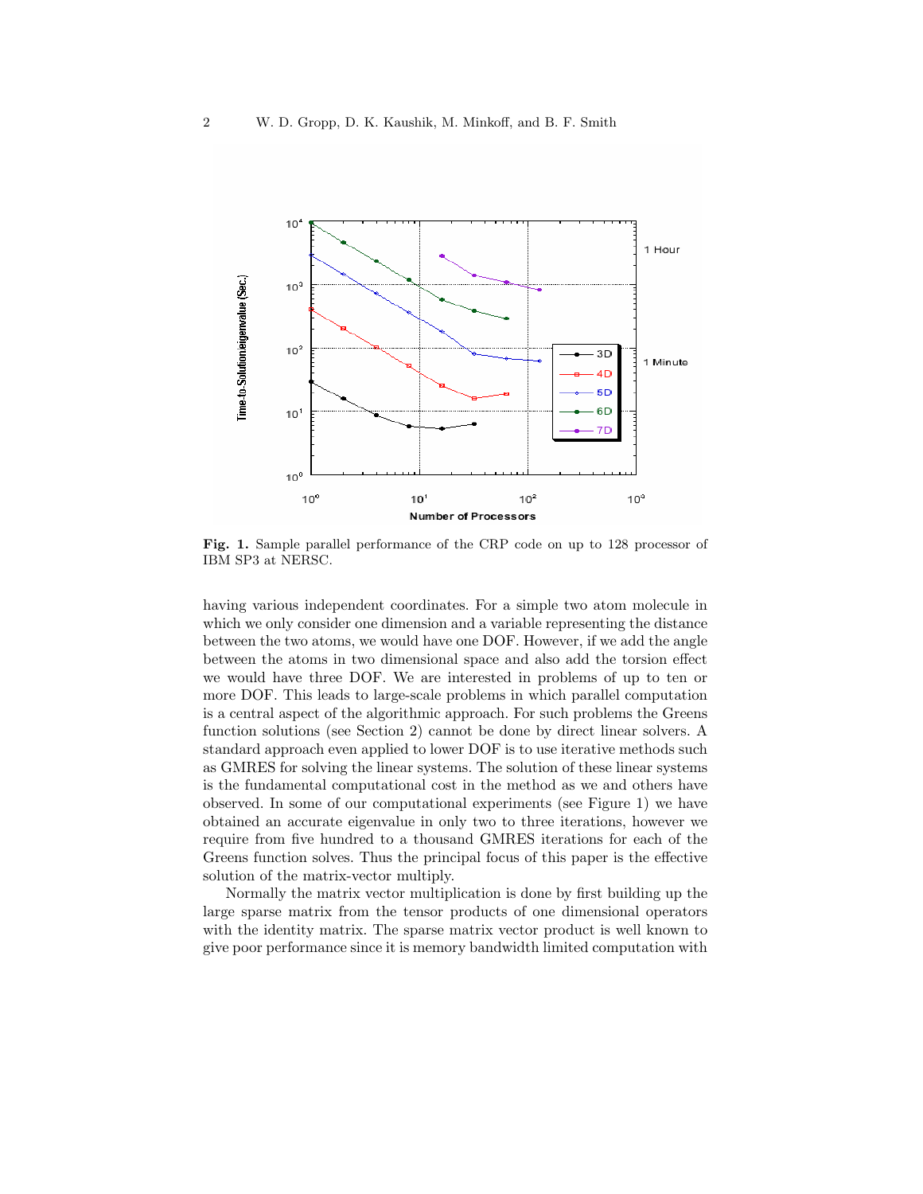**Fig. 1.** Sample parallel performance of the CRP code on up to 128 processor of IBM SP3 at NERSC.

having various independent coordinates. For a simple two atom molecule in which we only consider one dimension and a variable representing the distance between the two atoms, we would have one DOF. However, if we add the angle between the atoms in two dimensional space and also add the torsion effect we would have three DOF. We are interested in problems of up to ten or more DOF. This leads to large-scale problems in which parallel computation is a central aspect of the algorithmic approach. For such problems the Greens function solutions (see Section 2) cannot be done by direct linear solvers. A standard approach even applied to lower DOF is to use iterative methods such as GMRES for solving the linear systems. The solution of these linear systems is the fundamental computational cost in the method as we and others have observed. In some of our computational experiments (see Figure 1) we have obtained an accurate eigenvalue in only two to three iterations, however we require from five hundred to a thousand GMRES iterations for each of the Greens function solves. Thus the principal focus of this paper is the effective solution of the matrix-vector multiply.

Normally the matrix vector multiplication is done by first building up the large sparse matrix from the tensor products of one dimensional operators with the identity matrix. The sparse matrix vector product is well known to give poor performance since it is memory bandwidth limited computation with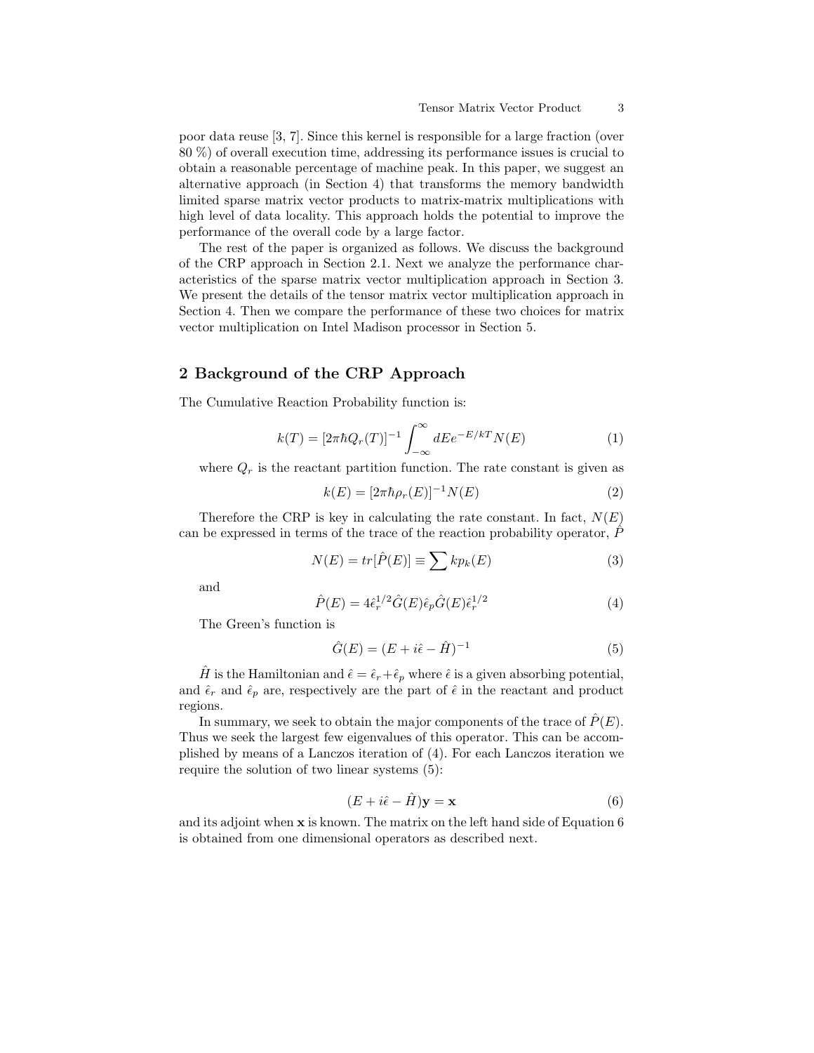poor data reuse [3, 7]. Since this kernel is responsible for a large fraction (over 80 %) of overall execution time, addressing its performance issues is crucial to obtain a reasonable percentage of machine peak. In this paper, we suggest an alternative approach (in Section 4) that transforms the memory bandwidth limited sparse matrix vector products to matrix-matrix multiplications with high level of data locality. This approach holds the potential to improve the performance of the overall code by a large factor.

The rest of the paper is organized as follows. We discuss the background of the CRP approach in Section 2.1. Next we analyze the performance characteristics of the sparse matrix vector multiplication approach in Section 3. We present the details of the tensor matrix vector multiplication approach in Section 4. Then we compare the performance of these two choices for matrix vector multiplication on Intel Madison processor in Section 5.

## 2 Background of the CRP Approach

The Cumulative Reaction Probability function is:

$$k(T) = [2\pi\hbar Q_r(T)]^{-1} \int_{-\infty}^{\infty} dE e^{-E/kT} N(E) \tag{1}$$

where $Q_r$ is the reactant partition function. The rate constant is given as

$$k(E) = [2\pi\hbar \rho_r(E)]^{-1} N(E) \tag{2}$$

Therefore the CRP is key in calculating the rate constant. In fact, $N(E)$ can be expressed in terms of the trace of the reaction probability operator, $\hat{P}$

$$N(E) = tr[\hat{P}(E)] \equiv \sum kp_k(E) \tag{3}$$

and

$$\hat{P}(E) = 4\hat{\epsilon}_r^{1/2} \hat{G}(E) \hat{\epsilon}_p \hat{G}(E) \hat{\epsilon}_r^{1/2} \tag{4}$$

The Green's function is

$$\hat{G}(E) = (E + i\hat{\epsilon} - \hat{H})^{-1} \tag{5}$$

$\hat{H}$ is the Hamiltonian and $\hat{\epsilon} = \hat{\epsilon}_r + \hat{\epsilon}_p$ where $\hat{\epsilon}$ is a given absorbing potential, and $\hat{\epsilon}_r$ and $\hat{\epsilon}_p$ are, respectively are the part of $\hat{\epsilon}$ in the reactant and product regions.

In summary, we seek to obtain the major components of the trace of $\hat{P}(E)$. Thus we seek the largest few eigenvalues of this operator. This can be accomplished by means of a Lanczos iteration of (4). For each Lanczos iteration we require the solution of two linear systems (5):

$$(E + i\hat{\epsilon} - \hat{H})\mathbf{y} = \mathbf{x} \tag{6}$$

and its adjoint when $\mathbf{x}$ is known. The matrix on the left hand side of Equation 6 is obtained from one dimensional operators as described next.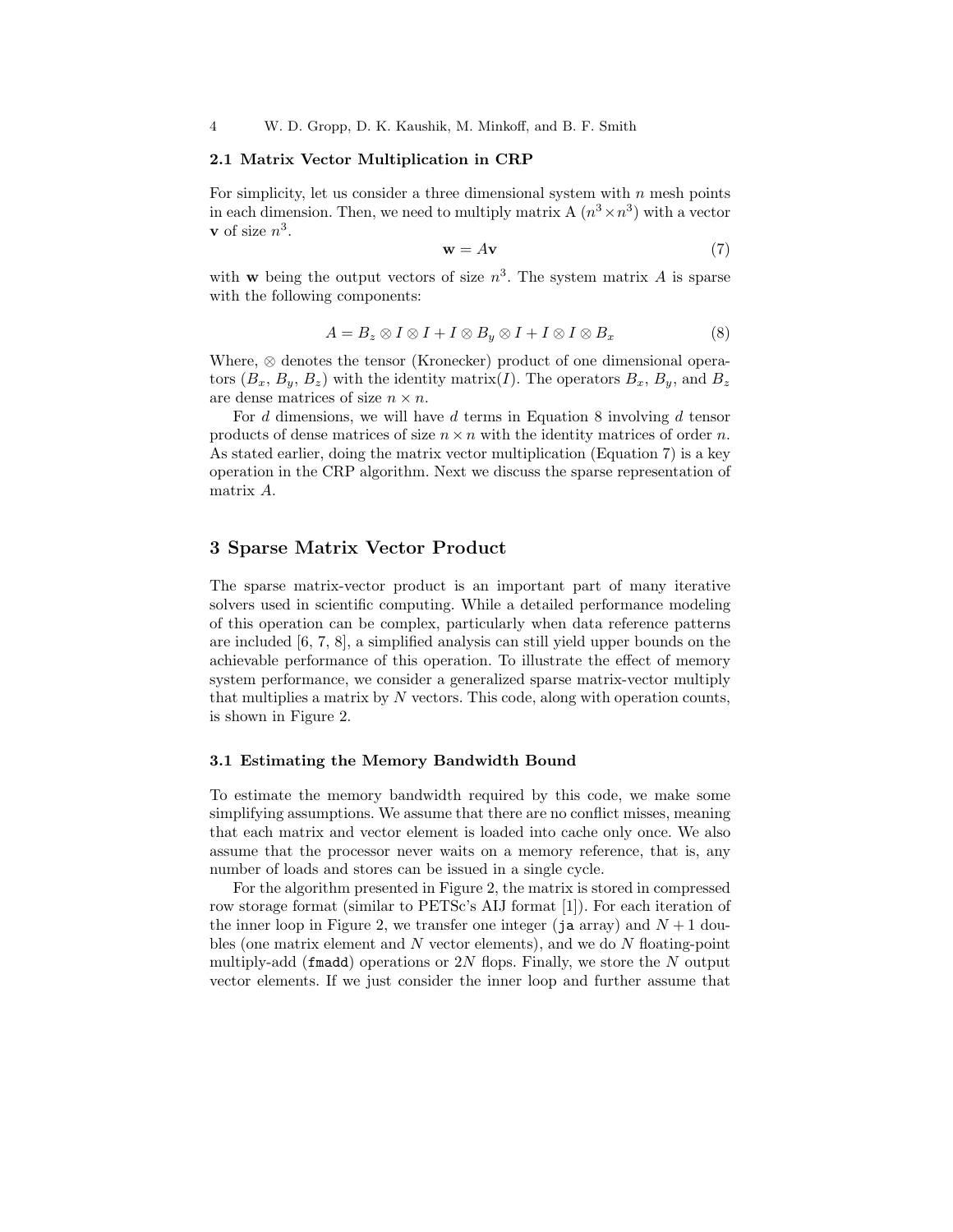### 2.1 Matrix Vector Multiplication in CRP

For simplicity, let us consider a three dimensional system with $n$ mesh points in each dimension. Then, we need to multiply matrix A ($n^3 \times n^3$) with a vector $\mathbf{v}$ of size $n^3$.

$$\mathbf{w} = A\mathbf{v} \tag{7}$$

with $\mathbf{w}$ being the output vectors of size $n^3$. The system matrix $A$ is sparse with the following components:

$$A = B_z \otimes I \otimes I + I \otimes B_y \otimes I + I \otimes I \otimes B_x \tag{8}$$

Where, $\otimes$ denotes the tensor (Kronecker) product of one dimensional operators ($B_x$, $B_y$, $B_z$) with the identity matrix($I$). The operators $B_x$, $B_y$, and $B_z$ are dense matrices of size $n \times n$.

For $d$ dimensions, we will have $d$ terms in Equation 8 involving $d$ tensor products of dense matrices of size $n \times n$ with the identity matrices of order $n$. As stated earlier, doing the matrix vector multiplication (Equation 7) is a key operation in the CRP algorithm. Next we discuss the sparse representation of matrix $A$.

## 3 Sparse Matrix Vector Product

The sparse matrix-vector product is an important part of many iterative solvers used in scientific computing. While a detailed performance modeling of this operation can be complex, particularly when data reference patterns are included [6, 7, 8], a simplified analysis can still yield upper bounds on the achievable performance of this operation. To illustrate the effect of memory system performance, we consider a generalized sparse matrix-vector multiply that multiplies a matrix by $N$ vectors. This code, along with operation counts, is shown in Figure 2.

### 3.1 Estimating the Memory Bandwidth Bound

To estimate the memory bandwidth required by this code, we make some simplifying assumptions. We assume that there are no conflict misses, meaning that each matrix and vector element is loaded into cache only once. We also assume that the processor never waits on a memory reference, that is, any number of loads and stores can be issued in a single cycle.

For the algorithm presented in Figure 2, the matrix is stored in compressed row storage format (similar to PETSc's AIJ format [1]). For each iteration of the inner loop in Figure 2, we transfer one integer (`ja` array) and $N+1$ doubles (one matrix element and $N$ vector elements), and we do $N$ floating-point multiply-add (`fmadd`) operations or $2N$ flops. Finally, we store the $N$ output vector elements. If we just consider the inner loop and further assume that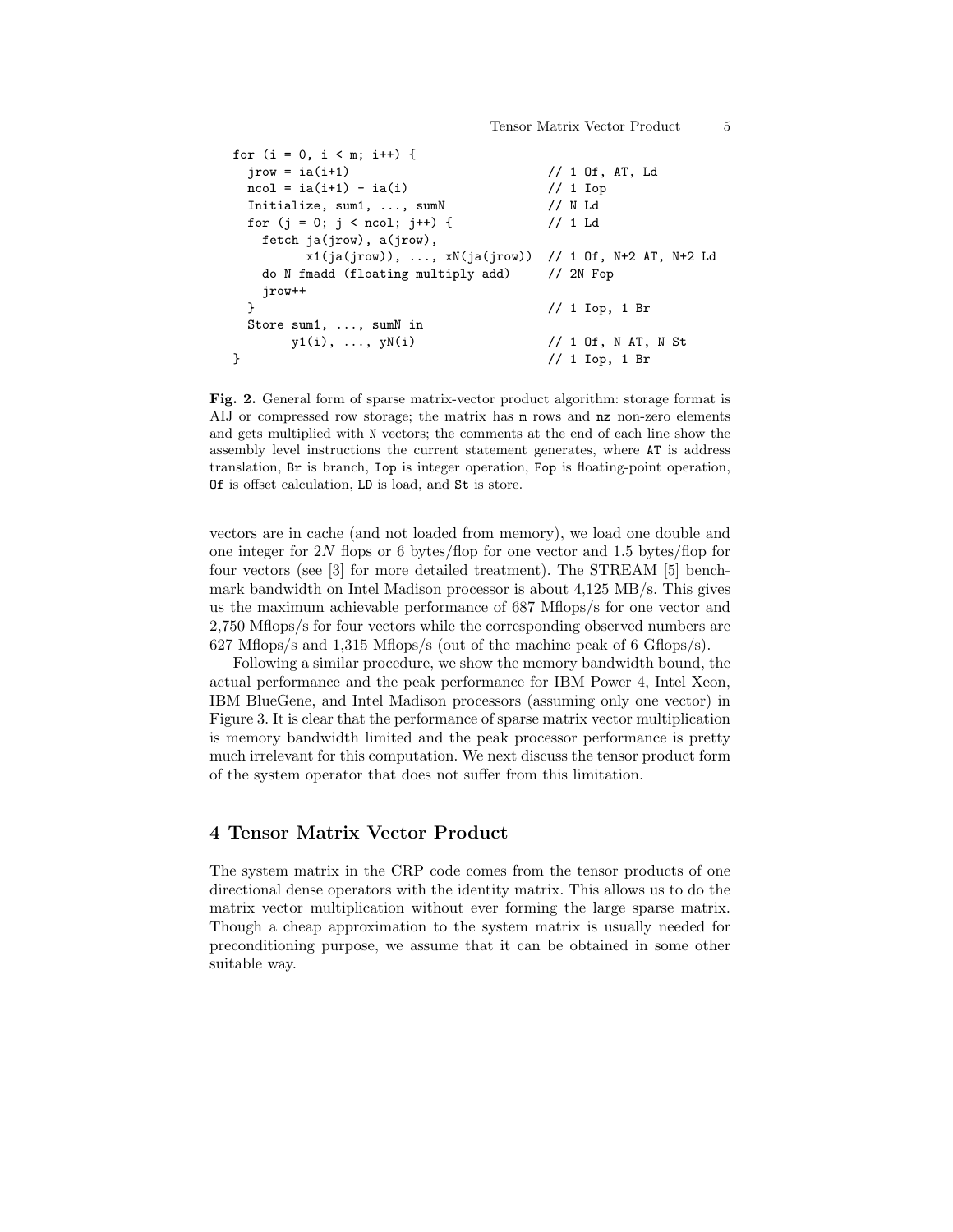```
for (i = 0, i < m; i++) {
  jrow = ia(i+1)                          // 1 Of, AT, Ld
  ncol = ia(i+1) - ia(i)                  // 1 Iop
  Initialize, sum1, ..., sumN             // N Ld
  for (j = 0; j < ncol; j++) {            // 1 Ld
    fetch ja(jrow), a(jrow),
          x1(ja(jrow)), ..., xN(ja(jrow)) // 1 Of, N+2 AT, N+2 Ld
    do N fmadd (floating multiply add)    // 2N Fop
    jrow++
  }                                       // 1 Iop, 1 Br
  Store sum1, ..., sumN in
        y1(i), ..., yN(i)                 // 1 Of, N AT, N St
}                                         // 1 Iop, 1 Br
```

**Fig. 2.** General form of sparse matrix-vector product algorithm: storage format is AIJ or compressed row storage; the matrix has `m` rows and `nz` non-zero elements and gets multiplied with `N` vectors; the comments at the end of each line show the assembly level instructions the current statement generates, where `AT` is address translation, `Br` is branch, `Iop` is integer operation, `Fop` is floating-point operation, `Of` is offset calculation, `LD` is load, and `St` is store.

vectors are in cache (and not loaded from memory), we load one double and one integer for $2N$ flops or 6 bytes/flop for one vector and 1.5 bytes/flop for four vectors (see [3] for more detailed treatment). The STREAM [5] benchmark bandwidth on Intel Madison processor is about 4,125 MB/s. This gives us the maximum achievable performance of 687 Mflops/s for one vector and 2,750 Mflops/s for four vectors while the corresponding observed numbers are 627 Mflops/s and 1,315 Mflops/s (out of the machine peak of 6 Gflops/s).

Following a similar procedure, we show the memory bandwidth bound, the actual performance and the peak performance for IBM Power 4, Intel Xeon, IBM BlueGene, and Intel Madison processors (assuming only one vector) in Figure 3. It is clear that the performance of sparse matrix vector multiplication is memory bandwidth limited and the peak processor performance is pretty much irrelevant for this computation. We next discuss the tensor product form of the system operator that does not suffer from this limitation.

## 4 Tensor Matrix Vector Product

The system matrix in the CRP code comes from the tensor products of one directional dense operators with the identity matrix. This allows us to do the matrix vector multiplication without ever forming the large sparse matrix. Though a cheap approximation to the system matrix is usually needed for preconditioning purpose, we assume that it can be obtained in some other suitable way.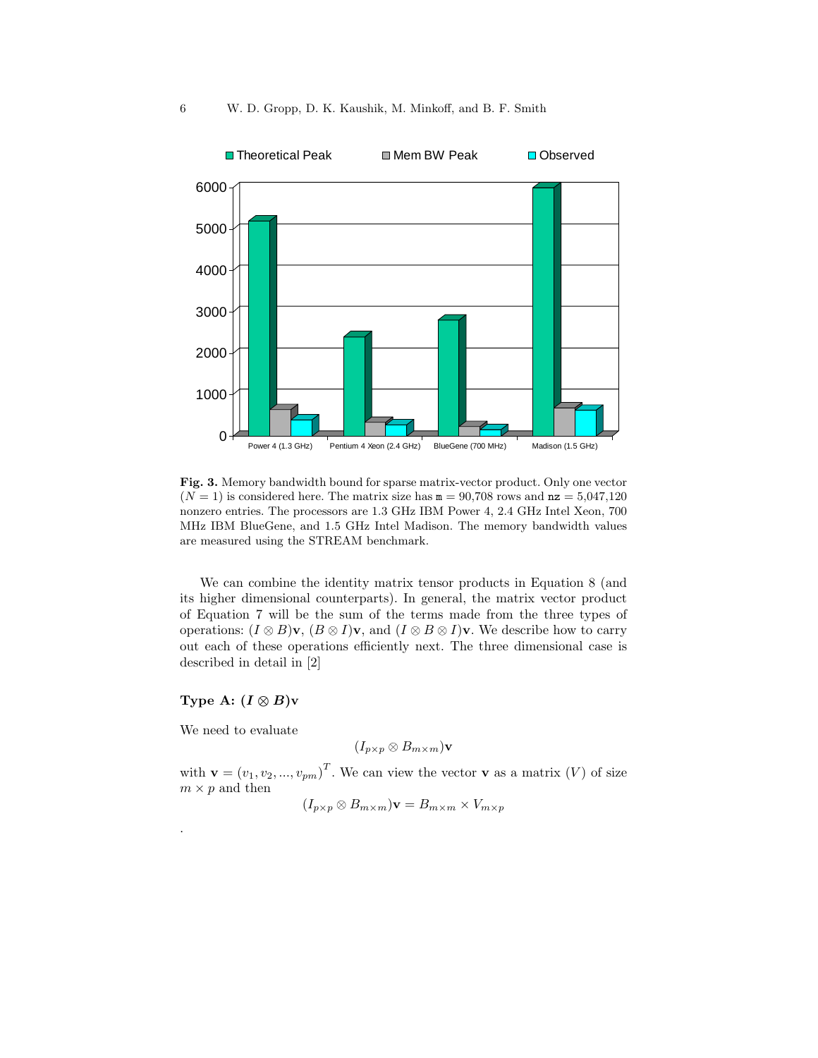**Fig. 3.** Memory bandwidth bound for sparse matrix-vector product. Only one vector ($N = 1$) is considered here. The matrix size has $\mathtt{m} = 90{,}708$ rows and $\mathtt{nz} = 5{,}047{,}120$ nonzero entries. The processors are 1.3 GHz IBM Power 4, 2.4 GHz Intel Xeon, 700 MHz IBM BlueGene, and 1.5 GHz Intel Madison. The memory bandwidth values are measured using the STREAM benchmark.

We can combine the identity matrix tensor products in Equation 8 (and its higher dimensional counterparts). In general, the matrix vector product of Equation 7 will be the sum of the terms made from the three types of operations: $(I \otimes B)\mathbf{v}$, $(B \otimes I)\mathbf{v}$, and $(I \otimes B \otimes I)\mathbf{v}$. We describe how to carry out each of these operations efficiently next. The three dimensional case is described in detail in [2]

### Type A: $(\boldsymbol{I} \otimes \boldsymbol{B})\mathbf{v}$

We need to evaluate

$$(I_{p \times p} \otimes B_{m \times m})\mathbf{v}$$

with $\mathbf{v} = (v_1, v_2, ..., v_{pm})^T$. We can view the vector $\mathbf{v}$ as a matrix ($V$) of size $m \times p$ and then

$$(I_{p \times p} \otimes B_{m \times m})\mathbf{v} = B_{m \times m} \times V_{m \times p}$$

.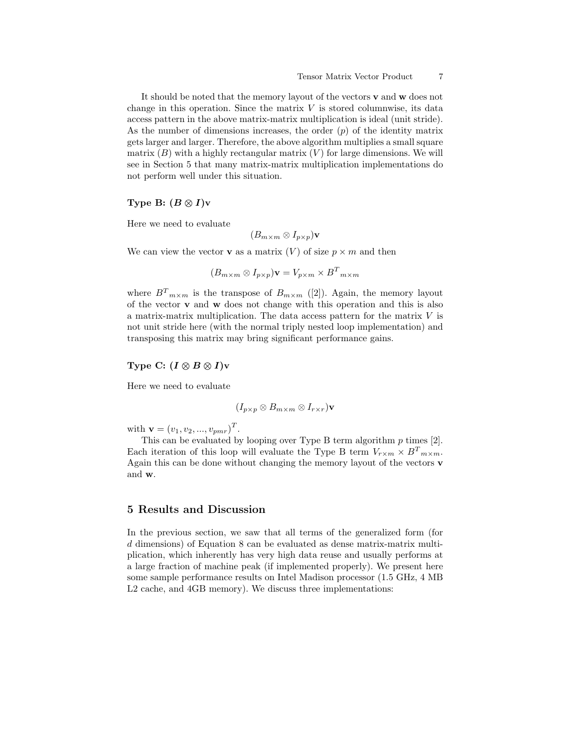It should be noted that the memory layout of the vectors **v** and **w** does not change in this operation. Since the matrix $V$ is stored columnwise, its data access pattern in the above matrix-matrix multiplication is ideal (unit stride). As the number of dimensions increases, the order ($p$) of the identity matrix gets larger and larger. Therefore, the above algorithm multiplies a small square matrix ($B$) with a highly rectangular matrix ($V$) for large dimensions. We will see in Section 5 that many matrix-matrix multiplication implementations do not perform well under this situation.

### Type B: $(\boldsymbol{B} \otimes \boldsymbol{I})\mathbf{v}$

Here we need to evaluate

$$(B_{m\times m} \otimes I_{p\times p})\mathbf{v}$$

We can view the vector **v** as a matrix ($V$) of size $p \times m$ and then

$$(B_{m\times m} \otimes I_{p\times p})\mathbf{v} = V_{p\times m} \times {B^T}_{m\times m}$$

where ${B^T}_{m\times m}$ is the transpose of $B_{m\times m}$ ([2]). Again, the memory layout of the vector **v** and **w** does not change with this operation and this is also a matrix-matrix multiplication. The data access pattern for the matrix $V$ is not unit stride here (with the normal triply nested loop implementation) and transposing this matrix may bring significant performance gains.

### Type C: $(\boldsymbol{I} \otimes \boldsymbol{B} \otimes \boldsymbol{I})\mathbf{v}$

Here we need to evaluate

$$(I_{p\times p} \otimes B_{m\times m} \otimes I_{r\times r})\mathbf{v}$$

with $\mathbf{v} = (v_1, v_2, ..., v_{pmr})^T$.

This can be evaluated by looping over Type B term algorithm $p$ times [2]. Each iteration of this loop will evaluate the Type B term $V_{r\times m} \times {B^T}_{m\times m}$. Again this can be done without changing the memory layout of the vectors **v** and **w**.

## 5 Results and Discussion

In the previous section, we saw that all terms of the generalized form (for $d$ dimensions) of Equation 8 can be evaluated as dense matrix-matrix multiplication, which inherently has very high data reuse and usually performs at a large fraction of machine peak (if implemented properly). We present here some sample performance results on Intel Madison processor (1.5 GHz, 4 MB L2 cache, and 4GB memory). We discuss three implementations: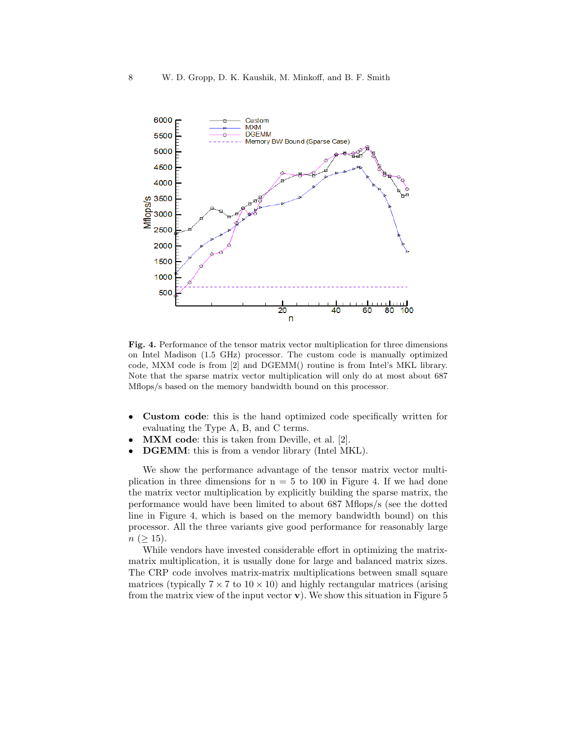**Fig. 4.** Performance of the tensor matrix vector multiplication for three dimensions on Intel Madison (1.5 GHz) processor. The custom code is manually optimized code, MXM code is from [2] and DGEMM() routine is from Intel's MKL library. Note that the sparse matrix vector multiplication will only do at most about 687 Mflops/s based on the memory bandwidth bound on this processor.

- **Custom code**: this is the hand optimized code specifically written for evaluating the Type A, B, and C terms.
- **MXM code**: this is taken from Deville, et al. [2].
- **DGEMM**: this is from a vendor library (Intel MKL).

We show the performance advantage of the tensor matrix vector multiplication in three dimensions for n = 5 to 100 in Figure 4. If we had done the matrix vector multiplication by explicitly building the sparse matrix, the performance would have been limited to about 687 Mflops/s (see the dotted line in Figure 4, which is based on the memory bandwidth bound) on this processor. All the three variants give good performance for reasonably large $n$ ($\geq 15$).

While vendors have invested considerable effort in optimizing the matrix-matrix multiplication, it is usually done for large and balanced matrix sizes. The CRP code involves matrix-matrix multiplications between small square matrices (typically $7 \times 7$ to $10 \times 10$) and highly rectangular matrices (arising from the matrix view of the input vector $\mathbf{v}$). We show this situation in Figure 5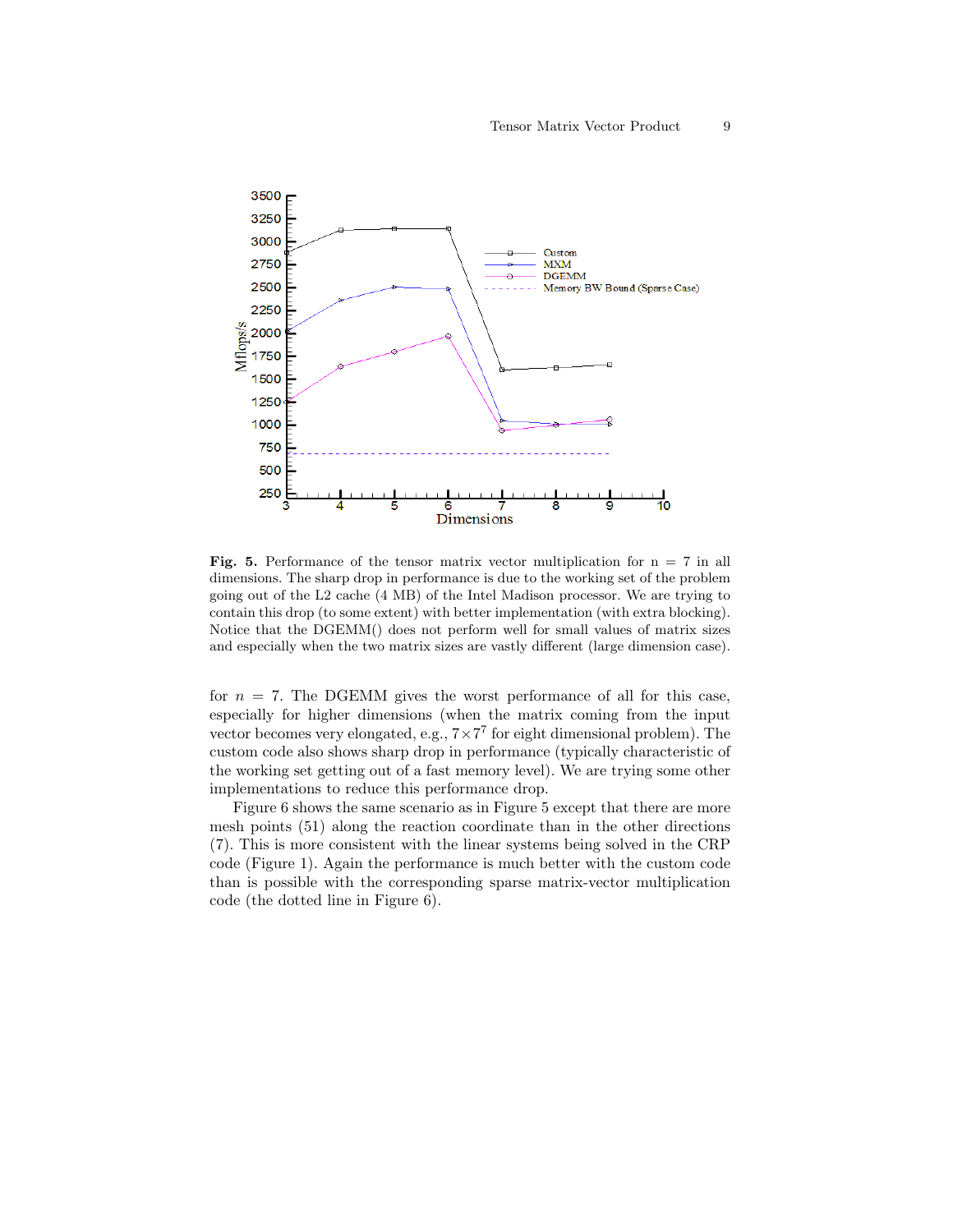**Fig. 5.** Performance of the tensor matrix vector multiplication for n = 7 in all dimensions. The sharp drop in performance is due to the working set of the problem going out of the L2 cache (4 MB) of the Intel Madison processor. We are trying to contain this drop (to some extent) with better implementation (with extra blocking). Notice that the DGEMM() does not perform well for small values of matrix sizes and especially when the two matrix sizes are vastly different (large dimension case).

for $n = 7$. The DGEMM gives the worst performance of all for this case, especially for higher dimensions (when the matrix coming from the input vector becomes very elongated, e.g., $7 \times 7^7$ for eight dimensional problem). The custom code also shows sharp drop in performance (typically characteristic of the working set getting out of a fast memory level). We are trying some other implementations to reduce this performance drop.

Figure 6 shows the same scenario as in Figure 5 except that there are more mesh points (51) along the reaction coordinate than in the other directions (7). This is more consistent with the linear systems being solved in the CRP code (Figure 1). Again the performance is much better with the custom code than is possible with the corresponding sparse matrix-vector multiplication code (the dotted line in Figure 6).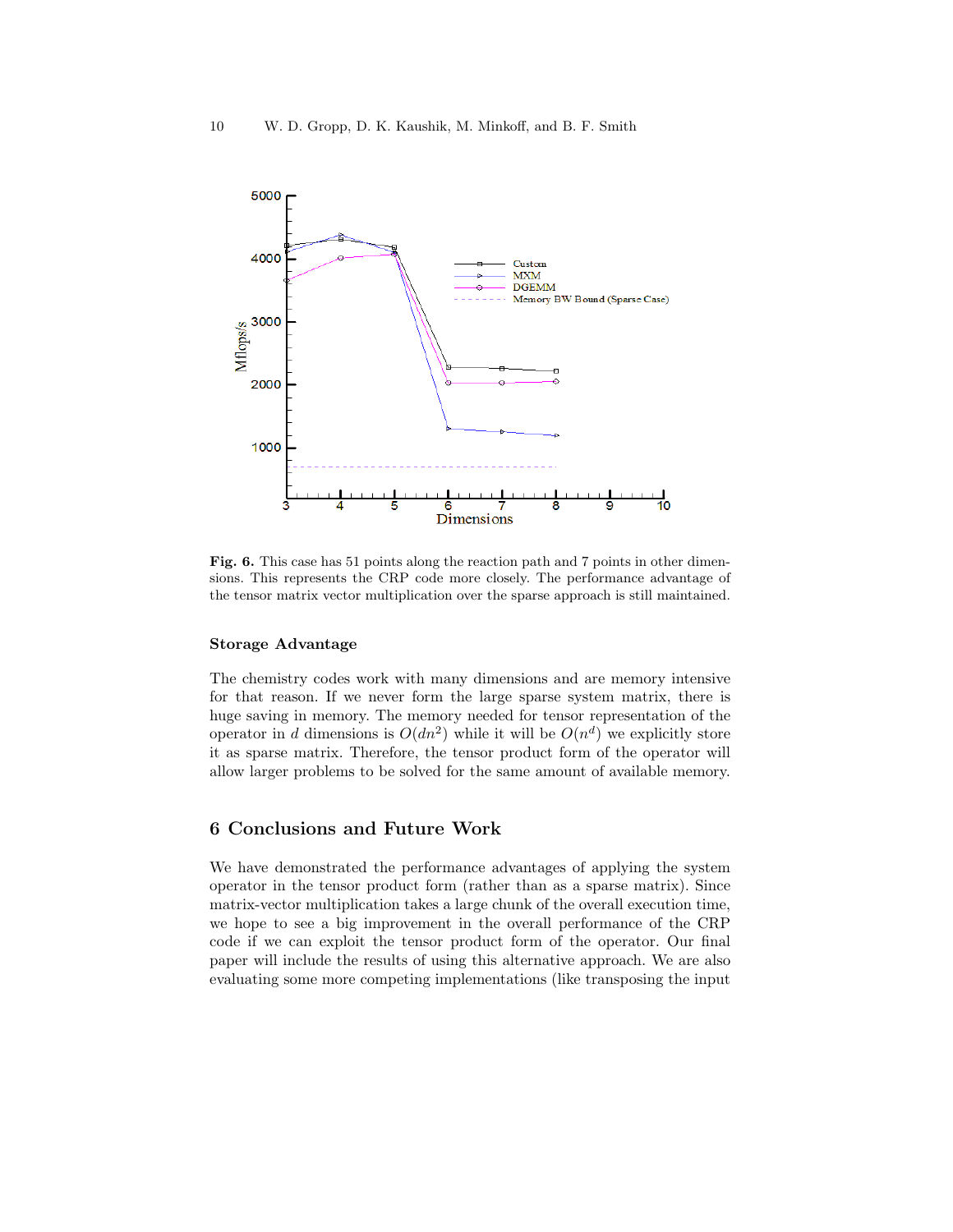**Fig. 6.** This case has 51 points along the reaction path and 7 points in other dimensions. This represents the CRP code more closely. The performance advantage of the tensor matrix vector multiplication over the sparse approach is still maintained.

### Storage Advantage

The chemistry codes work with many dimensions and are memory intensive for that reason. If we never form the large sparse system matrix, there is huge saving in memory. The memory needed for tensor representation of the operator in $d$ dimensions is $O(dn^2)$ while it will be $O(n^d)$ we explicitly store it as sparse matrix. Therefore, the tensor product form of the operator will allow larger problems to be solved for the same amount of available memory.

## 6 Conclusions and Future Work

We have demonstrated the performance advantages of applying the system operator in the tensor product form (rather than as a sparse matrix). Since matrix-vector multiplication takes a large chunk of the overall execution time, we hope to see a big improvement in the overall performance of the CRP code if we can exploit the tensor product form of the operator. Our final paper will include the results of using this alternative approach. We are also evaluating some more competing implementations (like transposing the input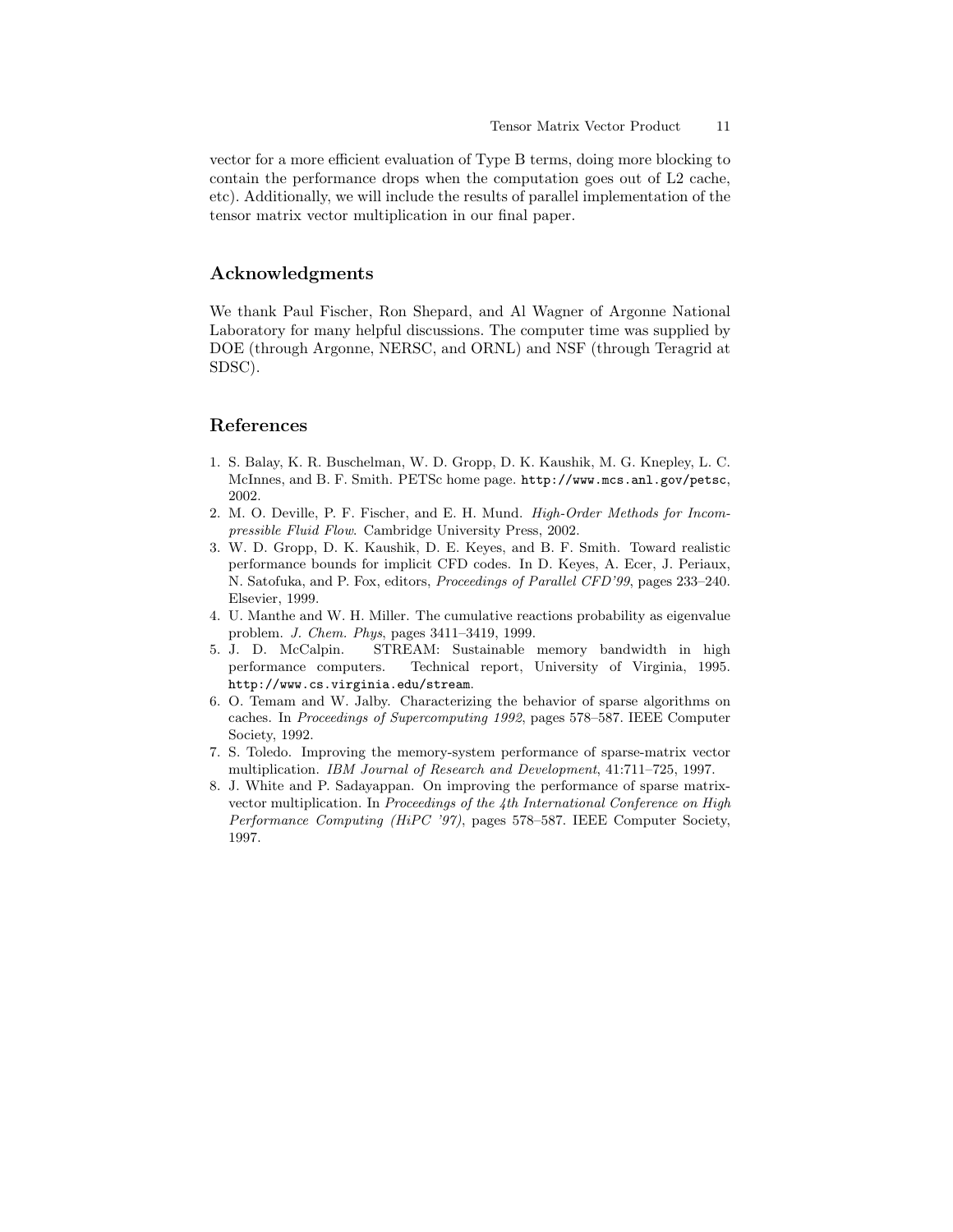vector for a more efficient evaluation of Type B terms, doing more blocking to contain the performance drops when the computation goes out of L2 cache, etc). Additionally, we will include the results of parallel implementation of the tensor matrix vector multiplication in our final paper.

## Acknowledgments

We thank Paul Fischer, Ron Shepard, and Al Wagner of Argonne National Laboratory for many helpful discussions. The computer time was supplied by DOE (through Argonne, NERSC, and ORNL) and NSF (through Teragrid at SDSC).

## References

1. S. Balay, K. R. Buschelman, W. D. Gropp, D. K. Kaushik, M. G. Knepley, L. C. McInnes, and B. F. Smith. PETSc home page. `http://www.mcs.anl.gov/petsc`, 2002.
2. M. O. Deville, P. F. Fischer, and E. H. Mund. *High-Order Methods for Incompressible Fluid Flow*. Cambridge University Press, 2002.
3. W. D. Gropp, D. K. Kaushik, D. E. Keyes, and B. F. Smith. Toward realistic performance bounds for implicit CFD codes. In D. Keyes, A. Ecer, J. Periaux, N. Satofuka, and P. Fox, editors, *Proceedings of Parallel CFD'99*, pages 233–240. Elsevier, 1999.
4. U. Manthe and W. H. Miller. The cumulative reactions probability as eigenvalue problem. *J. Chem. Phys*, pages 3411–3419, 1999.
5. J. D. McCalpin. STREAM: Sustainable memory bandwidth in high performance computers. Technical report, University of Virginia, 1995. `http://www.cs.virginia.edu/stream`.
6. O. Temam and W. Jalby. Characterizing the behavior of sparse algorithms on caches. In *Proceedings of Supercomputing 1992*, pages 578–587. IEEE Computer Society, 1992.
7. S. Toledo. Improving the memory-system performance of sparse-matrix vector multiplication. *IBM Journal of Research and Development*, 41:711–725, 1997.
8. J. White and P. Sadayappan. On improving the performance of sparse matrix-vector multiplication. In *Proceedings of the 4th International Conference on High Performance Computing (HiPC '97)*, pages 578–587. IEEE Computer Society, 1997.